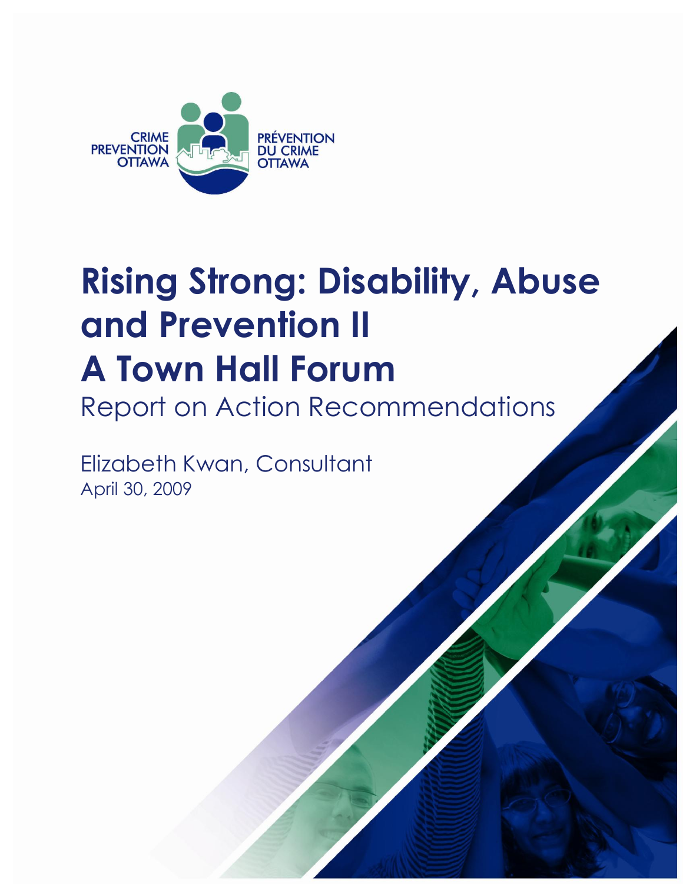CRIME PREVENTION OTTAWA

PRÉVENTION DU CRIME OTTAWA

# Rising Strong: Disability, Abuse and Prevention II
# A Town Hall Forum

## Report on Action Recommendations

Elizabeth Kwan, Consultant

April 30, 2009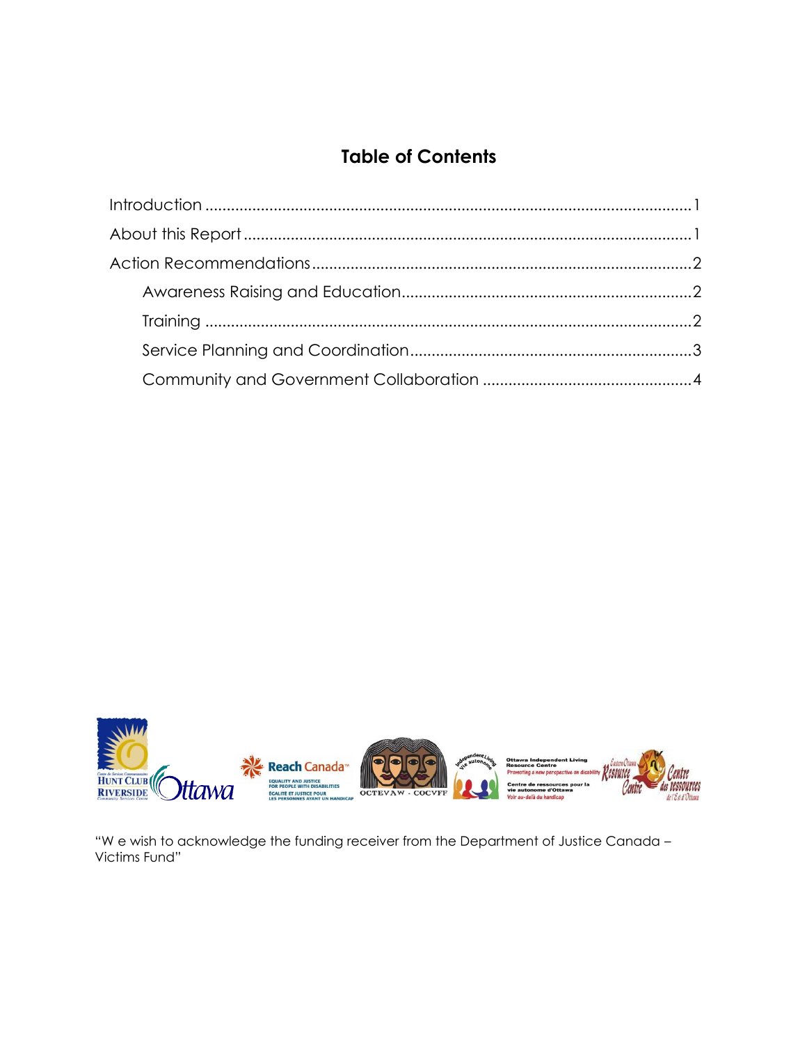# Table of Contents

Introduction ....................................................................................................1

About this Report ...........................................................................................1

Action Recommendations ..............................................................................2

- Awareness Raising and Education ............................................................2
- Training .....................................................................................................2
- Service Planning and Coordination ...........................................................3
- Community and Government Collaboration ..............................................4

"W e wish to acknowledge the funding receiver from the Department of Justice Canada – Victims Fund"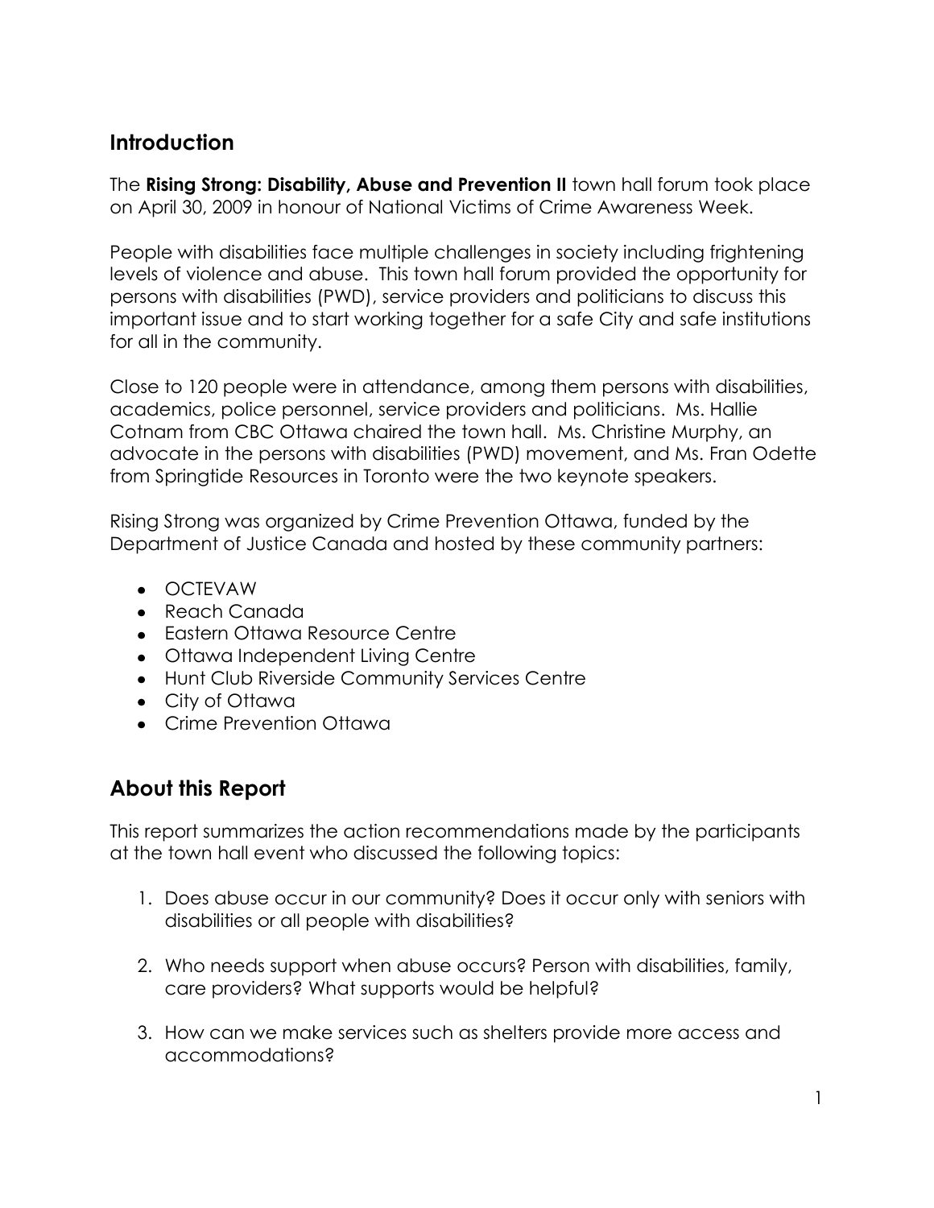## Introduction

The **Rising Strong: Disability, Abuse and Prevention II** town hall forum took place on April 30, 2009 in honour of National Victims of Crime Awareness Week.

People with disabilities face multiple challenges in society including frightening levels of violence and abuse. This town hall forum provided the opportunity for persons with disabilities (PWD), service providers and politicians to discuss this important issue and to start working together for a safe City and safe institutions for all in the community.

Close to 120 people were in attendance, among them persons with disabilities, academics, police personnel, service providers and politicians. Ms. Hallie Cotnam from CBC Ottawa chaired the town hall. Ms. Christine Murphy, an advocate in the persons with disabilities (PWD) movement, and Ms. Fran Odette from Springtide Resources in Toronto were the two keynote speakers.

Rising Strong was organized by Crime Prevention Ottawa, funded by the Department of Justice Canada and hosted by these community partners:

- OCTEVAW
- Reach Canada
- Eastern Ottawa Resource Centre
- Ottawa Independent Living Centre
- Hunt Club Riverside Community Services Centre
- City of Ottawa
- Crime Prevention Ottawa

## About this Report

This report summarizes the action recommendations made by the participants at the town hall event who discussed the following topics:

1. Does abuse occur in our community? Does it occur only with seniors with disabilities or all people with disabilities?

2. Who needs support when abuse occurs? Person with disabilities, family, care providers? What supports would be helpful?

3. How can we make services such as shelters provide more access and accommodations?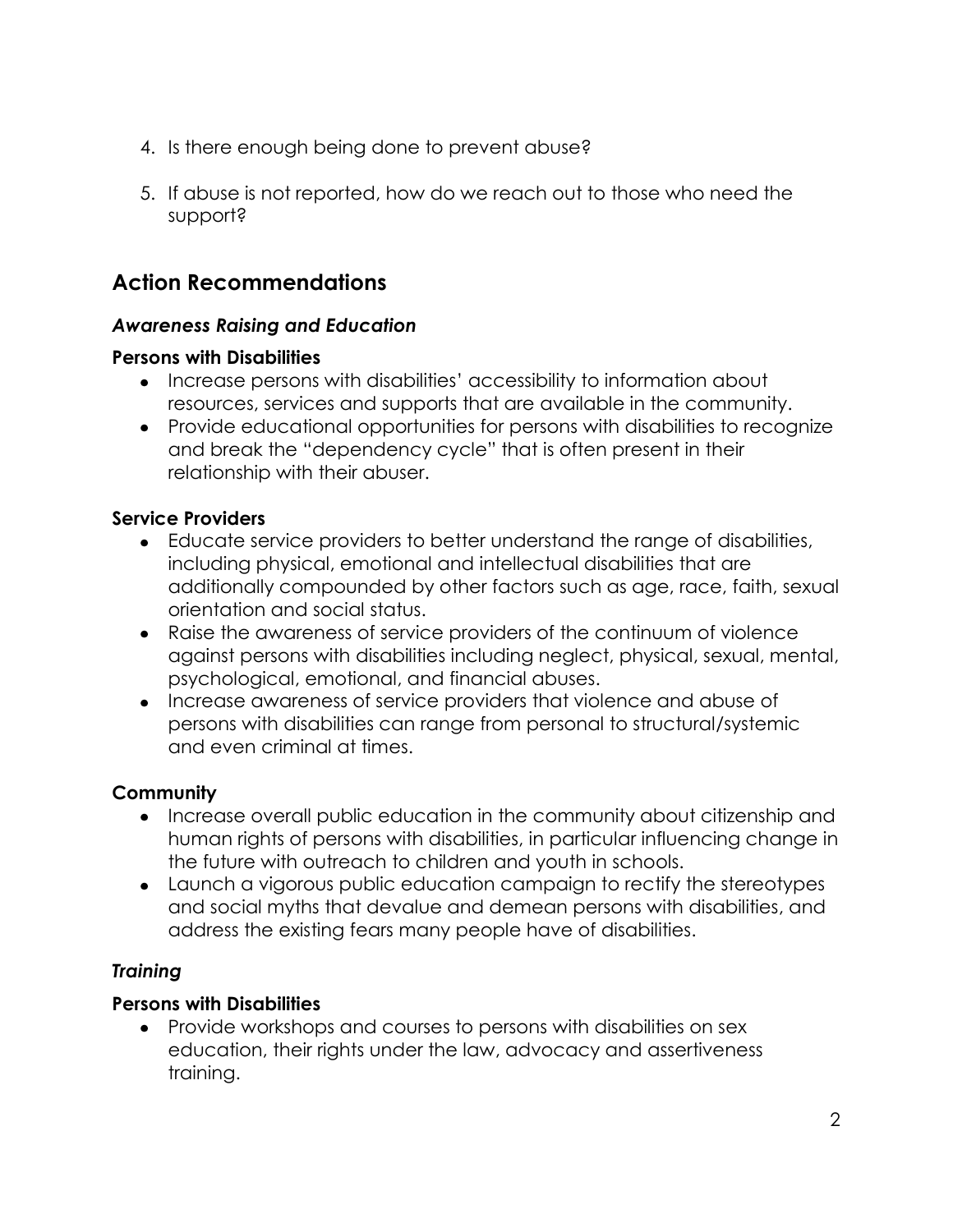4. Is there enough being done to prevent abuse?
5. If abuse is not reported, how do we reach out to those who need the support?

## Action Recommendations

### *Awareness Raising and Education*

**Persons with Disabilities**

- Increase persons with disabilities' accessibility to information about resources, services and supports that are available in the community.
- Provide educational opportunities for persons with disabilities to recognize and break the "dependency cycle" that is often present in their relationship with their abuser.

**Service Providers**

- Educate service providers to better understand the range of disabilities, including physical, emotional and intellectual disabilities that are additionally compounded by other factors such as age, race, faith, sexual orientation and social status.
- Raise the awareness of service providers of the continuum of violence against persons with disabilities including neglect, physical, sexual, mental, psychological, emotional, and financial abuses.
- Increase awareness of service providers that violence and abuse of persons with disabilities can range from personal to structural/systemic and even criminal at times.

**Community**

- Increase overall public education in the community about citizenship and human rights of persons with disabilities, in particular influencing change in the future with outreach to children and youth in schools.
- Launch a vigorous public education campaign to rectify the stereotypes and social myths that devalue and demean persons with disabilities, and address the existing fears many people have of disabilities.

### *Training*

**Persons with Disabilities**

- Provide workshops and courses to persons with disabilities on sex education, their rights under the law, advocacy and assertiveness training.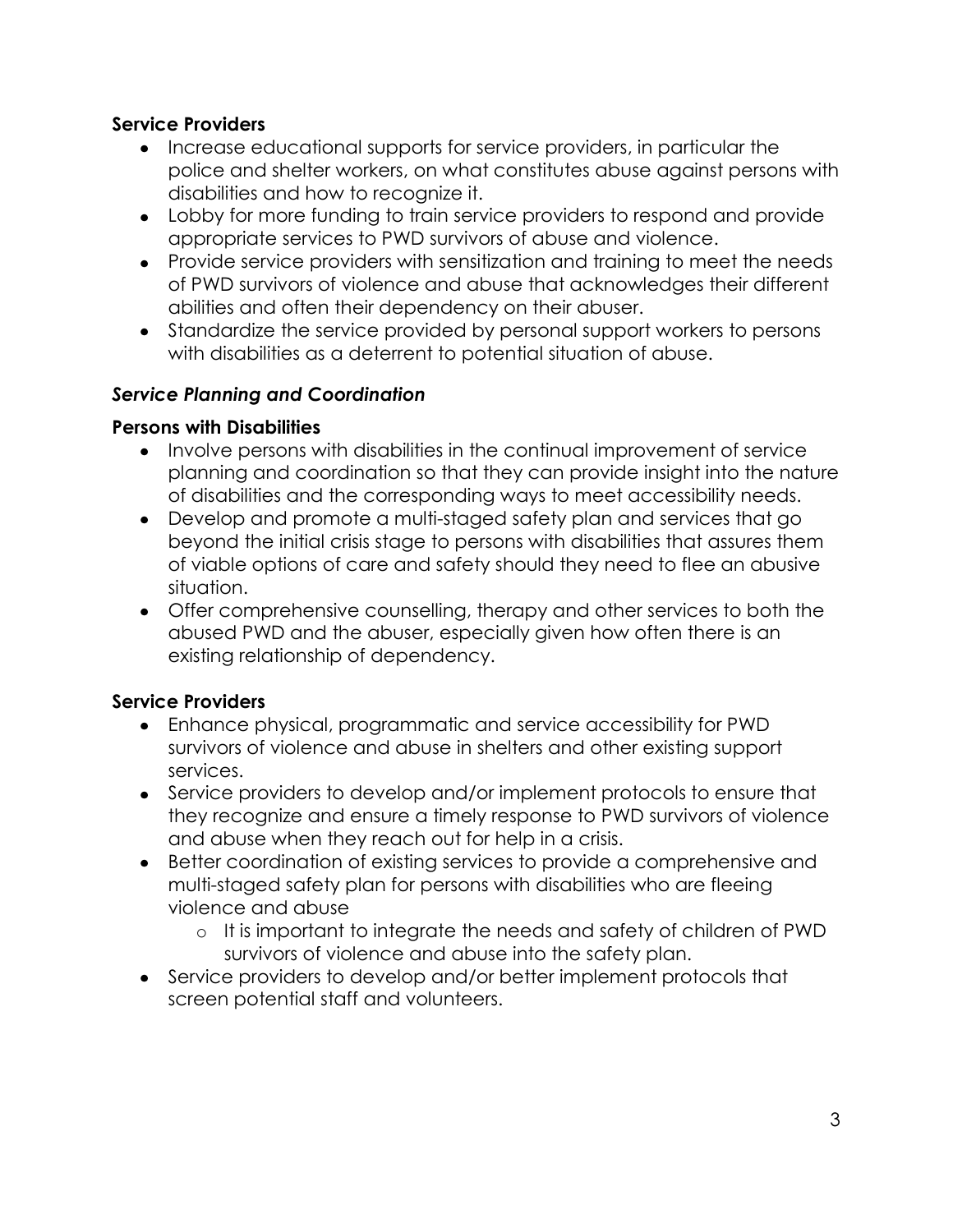**Service Providers**

- Increase educational supports for service providers, in particular the police and shelter workers, on what constitutes abuse against persons with disabilities and how to recognize it.
- Lobby for more funding to train service providers to respond and provide appropriate services to PWD survivors of abuse and violence.
- Provide service providers with sensitization and training to meet the needs of PWD survivors of violence and abuse that acknowledges their different abilities and often their dependency on their abuser.
- Standardize the service provided by personal support workers to persons with disabilities as a deterrent to potential situation of abuse.

***Service Planning and Coordination***

**Persons with Disabilities**

- Involve persons with disabilities in the continual improvement of service planning and coordination so that they can provide insight into the nature of disabilities and the corresponding ways to meet accessibility needs.
- Develop and promote a multi-staged safety plan and services that go beyond the initial crisis stage to persons with disabilities that assures them of viable options of care and safety should they need to flee an abusive situation.
- Offer comprehensive counselling, therapy and other services to both the abused PWD and the abuser, especially given how often there is an existing relationship of dependency.

**Service Providers**

- Enhance physical, programmatic and service accessibility for PWD survivors of violence and abuse in shelters and other existing support services.
- Service providers to develop and/or implement protocols to ensure that they recognize and ensure a timely response to PWD survivors of violence and abuse when they reach out for help in a crisis.
- Better coordination of existing services to provide a comprehensive and multi-staged safety plan for persons with disabilities who are fleeing violence and abuse
  - It is important to integrate the needs and safety of children of PWD survivors of violence and abuse into the safety plan.
- Service providers to develop and/or better implement protocols that screen potential staff and volunteers.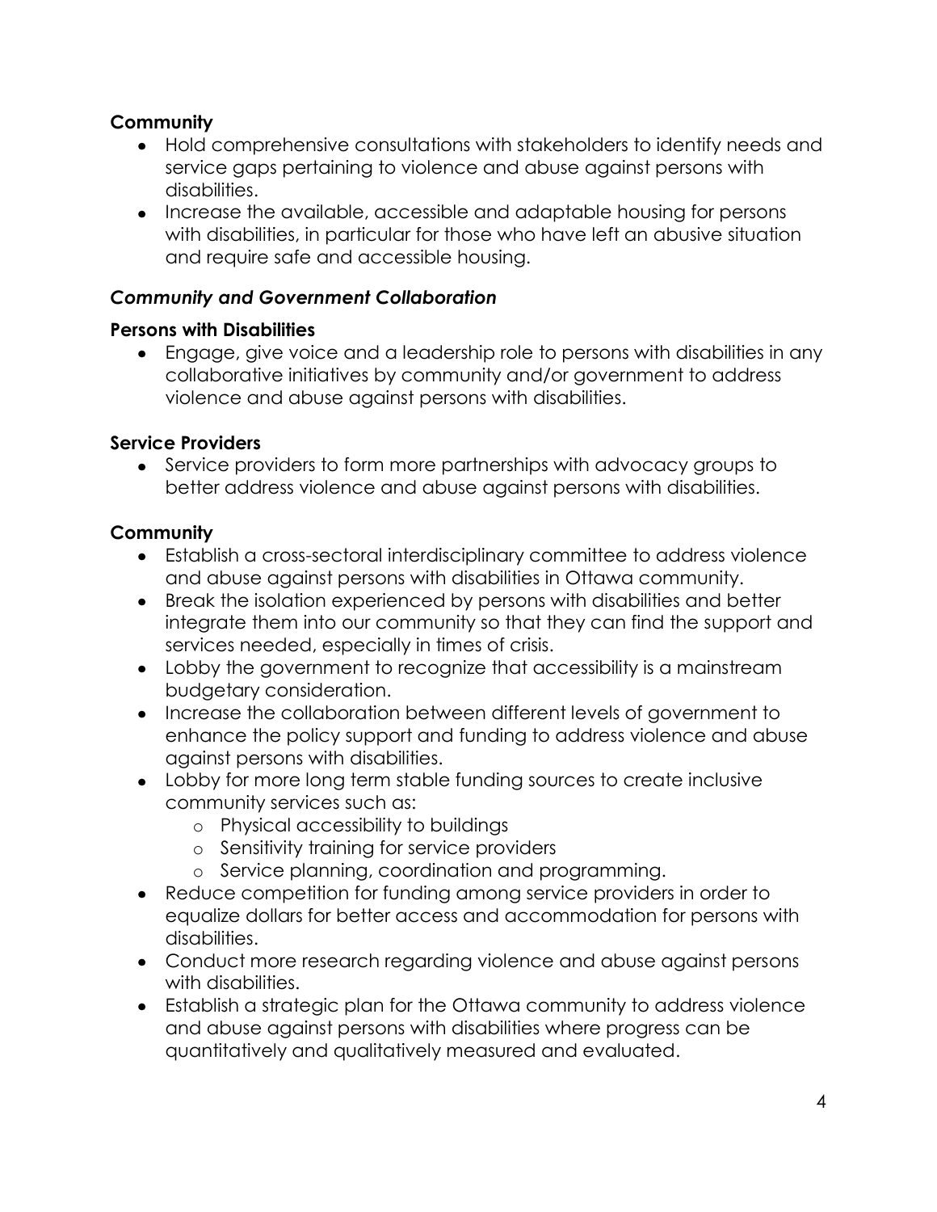**Community**

- Hold comprehensive consultations with stakeholders to identify needs and service gaps pertaining to violence and abuse against persons with disabilities.
- Increase the available, accessible and adaptable housing for persons with disabilities, in particular for those who have left an abusive situation and require safe and accessible housing.

***Community and Government Collaboration***

**Persons with Disabilities**

- Engage, give voice and a leadership role to persons with disabilities in any collaborative initiatives by community and/or government to address violence and abuse against persons with disabilities.

**Service Providers**

- Service providers to form more partnerships with advocacy groups to better address violence and abuse against persons with disabilities.

**Community**

- Establish a cross-sectoral interdisciplinary committee to address violence and abuse against persons with disabilities in Ottawa community.
- Break the isolation experienced by persons with disabilities and better integrate them into our community so that they can find the support and services needed, especially in times of crisis.
- Lobby the government to recognize that accessibility is a mainstream budgetary consideration.
- Increase the collaboration between different levels of government to enhance the policy support and funding to address violence and abuse against persons with disabilities.
- Lobby for more long term stable funding sources to create inclusive community services such as:
    - Physical accessibility to buildings
    - Sensitivity training for service providers
    - Service planning, coordination and programming.
- Reduce competition for funding among service providers in order to equalize dollars for better access and accommodation for persons with disabilities.
- Conduct more research regarding violence and abuse against persons with disabilities.
- Establish a strategic plan for the Ottawa community to address violence and abuse against persons with disabilities where progress can be quantitatively and qualitatively measured and evaluated.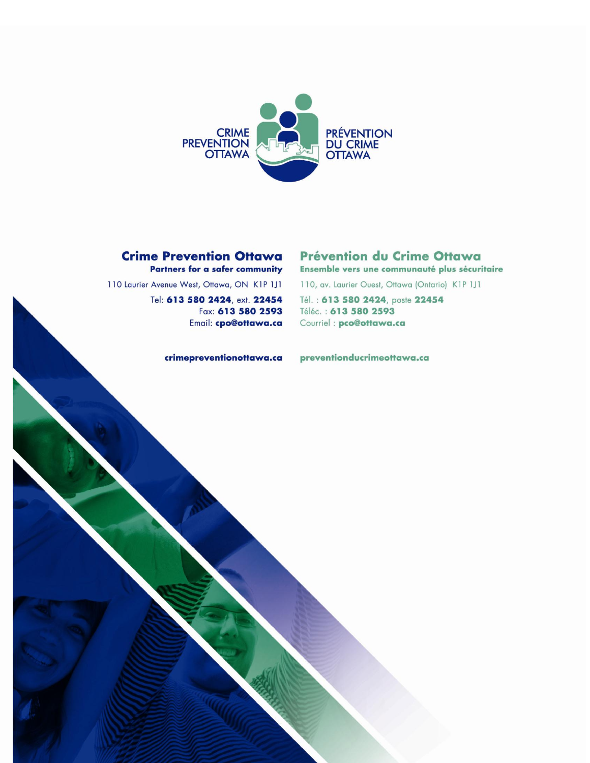CRIME PREVENTION OTTAWA

PRÉVENTION DU CRIME OTTAWA

**Crime Prevention Ottawa**
**Partners for a safer community**

110 Laurier Avenue West, Ottawa, ON K1P 1J1

Tel: **613 580 2424**, ext. **22454**
Fax: **613 580 2593**
Email: **cpo@ottawa.ca**

**crimepreventionottawa.ca**

**Prévention du Crime Ottawa**
**Ensemble vers une communauté plus sécuritaire**

110, av. Laurier Ouest, Ottawa (Ontario) K1P 1J1

Tél. : **613 580 2424**, poste **22454**
Téléc. : **613 580 2593**
Courriel : **pco@ottawa.ca**

**preventionducrimeottawa.ca**